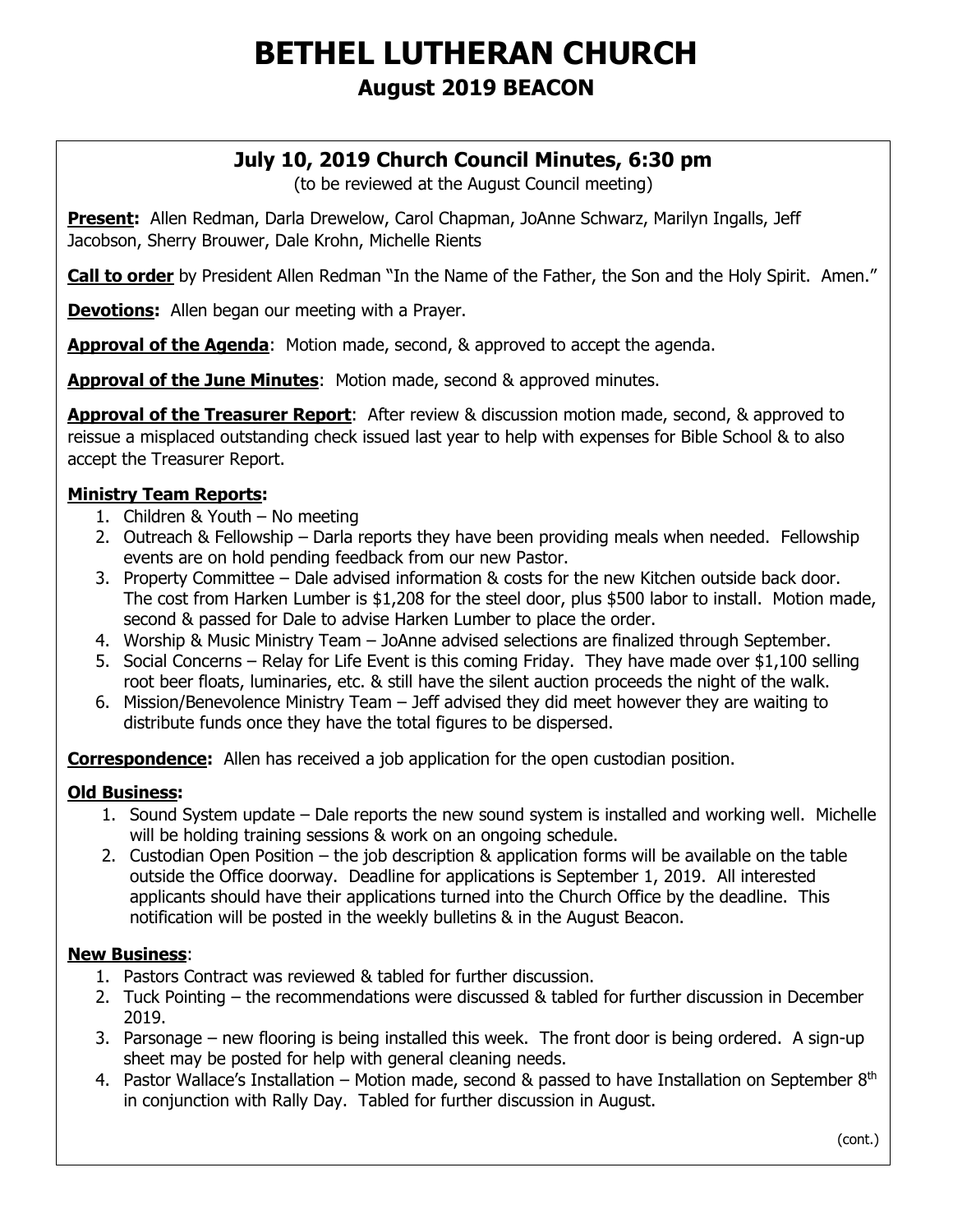# BETHEL LUTHERAN CHURCH

## August 2019 BEACON

### July 10, 2019 Church Council Minutes, 6:30 pm

(to be reviewed at the August Council meeting)

**Present:** Allen Redman, Darla Drewelow, Carol Chapman, JoAnne Schwarz, Marilyn Ingalls, Jeff Jacobson, Sherry Brouwer, Dale Krohn, Michelle Rients

**Call to order** by President Allen Redman "In the Name of the Father, the Son and the Holy Spirit. Amen."

**Devotions:** Allen began our meeting with a Prayer.

**Approval of the Agenda**: Motion made, second, & approved to accept the agenda.

**Approval of the June Minutes**: Motion made, second & approved minutes.

**Approval of the Treasurer Report**: After review & discussion motion made, second, & approved to reissue a misplaced outstanding check issued last year to help with expenses for Bible School & to also accept the Treasurer Report.

**Ministry Team Reports:**

1. Children & Youth – No meeting
2. Outreach & Fellowship – Darla reports they have been providing meals when needed. Fellowship events are on hold pending feedback from our new Pastor.
3. Property Committee – Dale advised information & costs for the new Kitchen outside back door. The cost from Harken Lumber is $1,208 for the steel door, plus $500 labor to install. Motion made, second & passed for Dale to advise Harken Lumber to place the order.
4. Worship & Music Ministry Team – JoAnne advised selections are finalized through September.
5. Social Concerns – Relay for Life Event is this coming Friday. They have made over $1,100 selling root beer floats, luminaries, etc. & still have the silent auction proceeds the night of the walk.
6. Mission/Benevolence Ministry Team – Jeff advised they did meet however they are waiting to distribute funds once they have the total figures to be dispersed.

**Correspondence:** Allen has received a job application for the open custodian position.

**Old Business:**

1. Sound System update – Dale reports the new sound system is installed and working well. Michelle will be holding training sessions & work on an ongoing schedule.
2. Custodian Open Position – the job description & application forms will be available on the table outside the Office doorway. Deadline for applications is September 1, 2019. All interested applicants should have their applications turned into the Church Office by the deadline. This notification will be posted in the weekly bulletins & in the August Beacon.

**New Business**:

1. Pastors Contract was reviewed & tabled for further discussion.
2. Tuck Pointing – the recommendations were discussed & tabled for further discussion in December 2019.
3. Parsonage – new flooring is being installed this week. The front door is being ordered. A sign-up sheet may be posted for help with general cleaning needs.
4. Pastor Wallace's Installation – Motion made, second & passed to have Installation on September 8th in conjunction with Rally Day. Tabled for further discussion in August.

(cont.)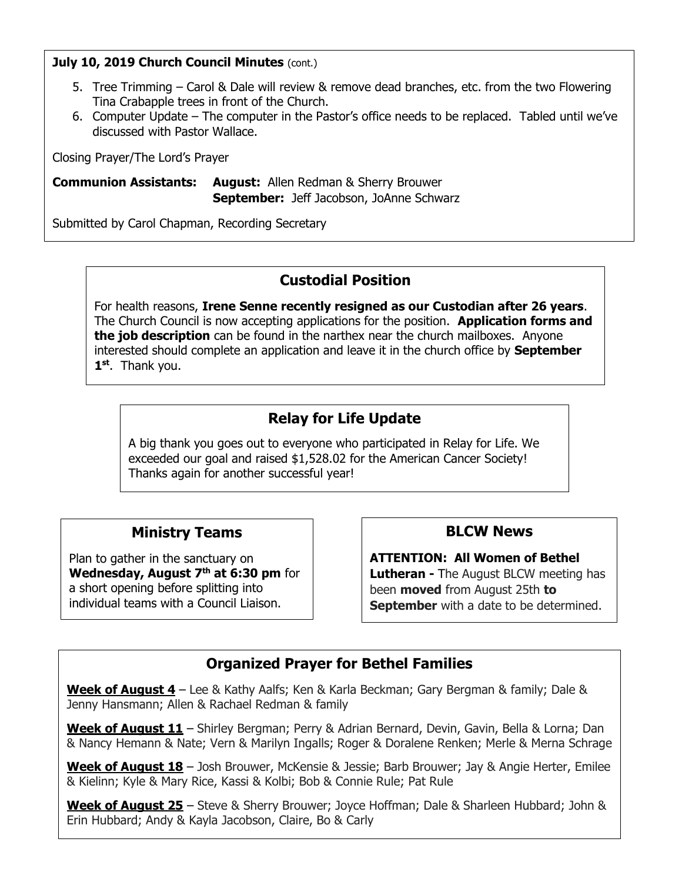**July 10, 2019 Church Council Minutes** (cont.)

5. Tree Trimming – Carol & Dale will review & remove dead branches, etc. from the two Flowering Tina Crabapple trees in front of the Church.
6. Computer Update – The computer in the Pastor's office needs to be replaced. Tabled until we've discussed with Pastor Wallace.

Closing Prayer/The Lord's Prayer

**Communion Assistants:** **August:** Allen Redman & Sherry Brouwer
**September:** Jeff Jacobson, JoAnne Schwarz

Submitted by Carol Chapman, Recording Secretary

## Custodial Position

For health reasons, **Irene Senne recently resigned as our Custodian after 26 years**. The Church Council is now accepting applications for the position. **Application forms and the job description** can be found in the narthex near the church mailboxes. Anyone interested should complete an application and leave it in the church office by **September 1st**. Thank you.

## Relay for Life Update

A big thank you goes out to everyone who participated in Relay for Life. We exceeded our goal and raised $1,528.02 for the American Cancer Society! Thanks again for another successful year!

## Ministry Teams

Plan to gather in the sanctuary on **Wednesday, August 7th at 6:30 pm** for a short opening before splitting into individual teams with a Council Liaison.

## BLCW News

**ATTENTION: All Women of Bethel Lutheran -** The August BLCW meeting has been **moved** from August 25th **to September** with a date to be determined.

## Organized Prayer for Bethel Families

**Week of August 4** – Lee & Kathy Aalfs; Ken & Karla Beckman; Gary Bergman & family; Dale & Jenny Hansmann; Allen & Rachael Redman & family

**Week of August 11** – Shirley Bergman; Perry & Adrian Bernard, Devin, Gavin, Bella & Lorna; Dan & Nancy Hemann & Nate; Vern & Marilyn Ingalls; Roger & Doralene Renken; Merle & Merna Schrage

**Week of August 18** – Josh Brouwer, McKensie & Jessie; Barb Brouwer; Jay & Angie Herter, Emilee & Kielinn; Kyle & Mary Rice, Kassi & Kolbi; Bob & Connie Rule; Pat Rule

**Week of August 25** – Steve & Sherry Brouwer; Joyce Hoffman; Dale & Sharleen Hubbard; John & Erin Hubbard; Andy & Kayla Jacobson, Claire, Bo & Carly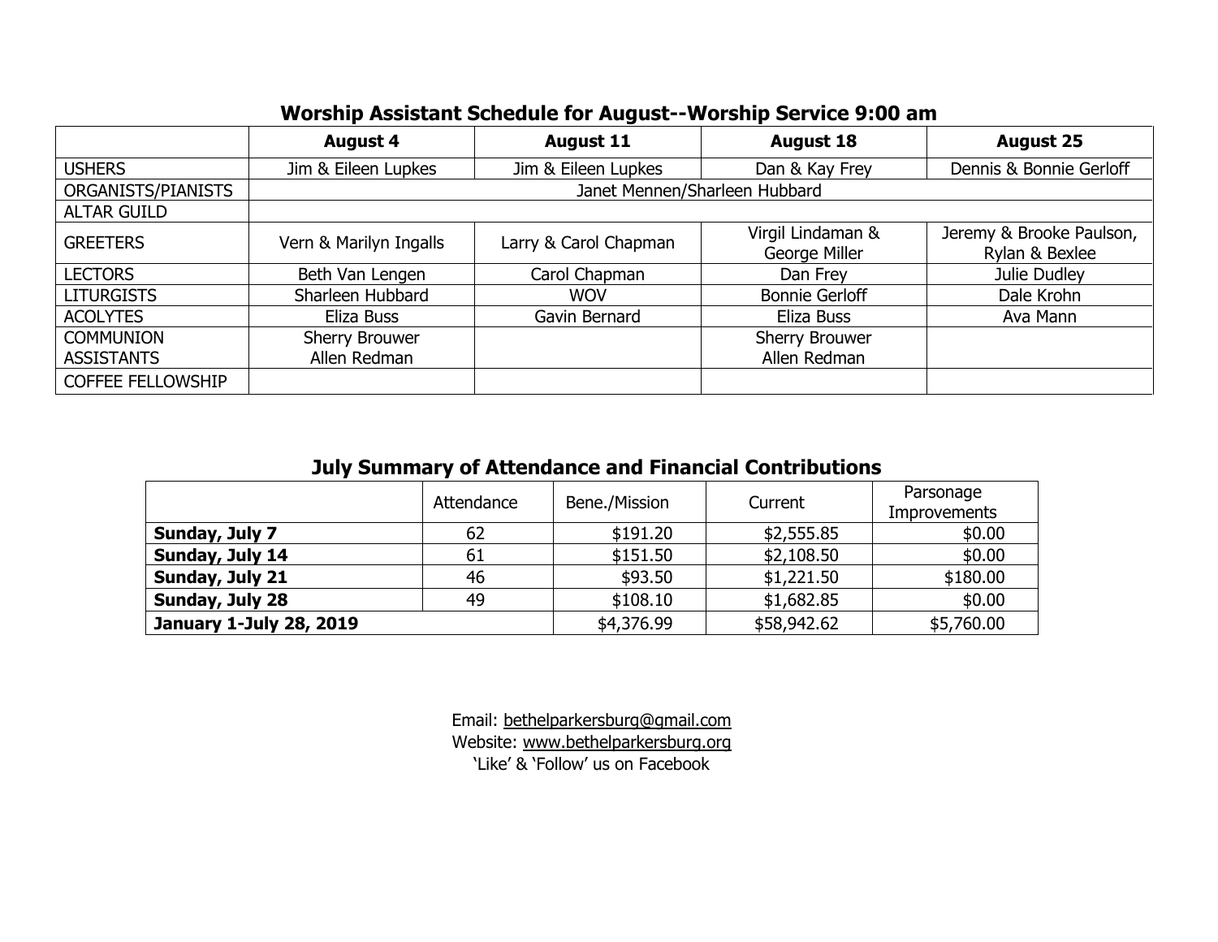## Worship Assistant Schedule for August--Worship Service 9:00 am

| | August 4 | August 11 | August 18 | August 25 |
|---|---|---|---|---|
| USHERS | Jim & Eileen Lupkes | Jim & Eileen Lupkes | Dan & Kay Frey | Dennis & Bonnie Gerloff |
| ORGANISTS/PIANISTS | Janet Mennen/Sharleen Hubbard | | | |
| ALTAR GUILD | | | | |
| GREETERS | Vern & Marilyn Ingalls | Larry & Carol Chapman | Virgil Lindaman & George Miller | Jeremy & Brooke Paulson, Rylan & Bexlee |
| LECTORS | Beth Van Lengen | Carol Chapman | Dan Frey | Julie Dudley |
| LITURGISTS | Sharleen Hubbard | WOV | Bonnie Gerloff | Dale Krohn |
| ACOLYTES | Eliza Buss | Gavin Bernard | Eliza Buss | Ava Mann |
| COMMUNION ASSISTANTS | Sherry Brouwer Allen Redman | | Sherry Brouwer Allen Redman | |
| COFFEE FELLOWSHIP | | | | |

## July Summary of Attendance and Financial Contributions

| | Attendance | Bene./Mission | Current | Parsonage Improvements |
|---|---|---|---|---|
| **Sunday, July 7** | 62 | $191.20 | $2,555.85 | $0.00 |
| **Sunday, July 14** | 61 | $151.50 | $2,108.50 | $0.00 |
| **Sunday, July 21** | 46 | $93.50 | $1,221.50 | $180.00 |
| **Sunday, July 28** | 49 | $108.10 | $1,682.85 | $0.00 |
| **January 1-July 28, 2019** | | $4,376.99 | $58,942.62 | $5,760.00 |

Email: bethelparkersburg@gmail.com
Website: www.bethelparkersburg.org
'Like' & 'Follow' us on Facebook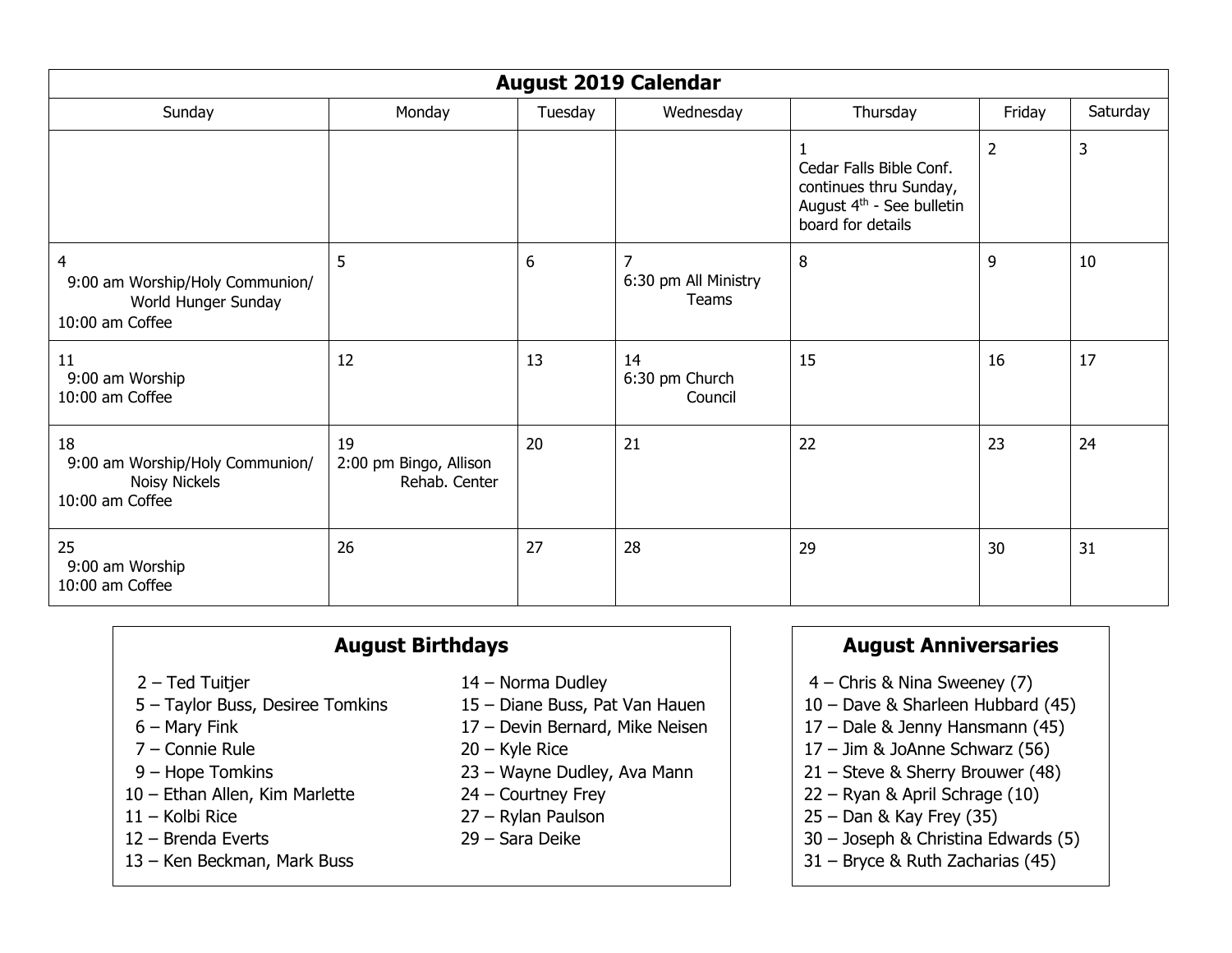## August 2019 Calendar

| Sunday | Monday | Tuesday | Wednesday | Thursday | Friday | Saturday |
|---|---|---|---|---|---|---|
| | | | | 1<br>Cedar Falls Bible Conf. continues thru Sunday, August 4th - See bulletin board for details | 2 | 3 |
| 4<br>9:00 am Worship/Holy Communion/ World Hunger Sunday<br>10:00 am Coffee | 5 | 6 | 7<br>6:30 pm All Ministry Teams | 8 | 9 | 10 |
| 11<br>9:00 am Worship<br>10:00 am Coffee | 12 | 13 | 14<br>6:30 pm Church Council | 15 | 16 | 17 |
| 18<br>9:00 am Worship/Holy Communion/ Noisy Nickels<br>10:00 am Coffee | 19<br>2:00 pm Bingo, Allison Rehab. Center | 20 | 21 | 22 | 23 | 24 |
| 25<br>9:00 am Worship<br>10:00 am Coffee | 26 | 27 | 28 | 29 | 30 | 31 |

### August Birthdays

- 2 – Ted Tuitjer
- 5 – Taylor Buss, Desiree Tomkins
- 6 – Mary Fink
- 7 – Connie Rule
- 9 – Hope Tomkins
- 10 – Ethan Allen, Kim Marlette
- 11 – Kolbi Rice
- 12 – Brenda Everts
- 13 – Ken Beckman, Mark Buss
- 14 – Norma Dudley
- 15 – Diane Buss, Pat Van Hauen
- 17 – Devin Bernard, Mike Neisen
- 20 – Kyle Rice
- 23 – Wayne Dudley, Ava Mann
- 24 – Courtney Frey
- 27 – Rylan Paulson
- 29 – Sara Deike

### August Anniversaries

- 4 – Chris & Nina Sweeney (7)
- 10 – Dave & Sharleen Hubbard (45)
- 17 – Dale & Jenny Hansmann (45)
- 17 – Jim & JoAnne Schwarz (56)
- 21 – Steve & Sherry Brouwer (48)
- 22 – Ryan & April Schrage (10)
- 25 – Dan & Kay Frey (35)
- 30 – Joseph & Christina Edwards (5)
- 31 – Bryce & Ruth Zacharias (45)